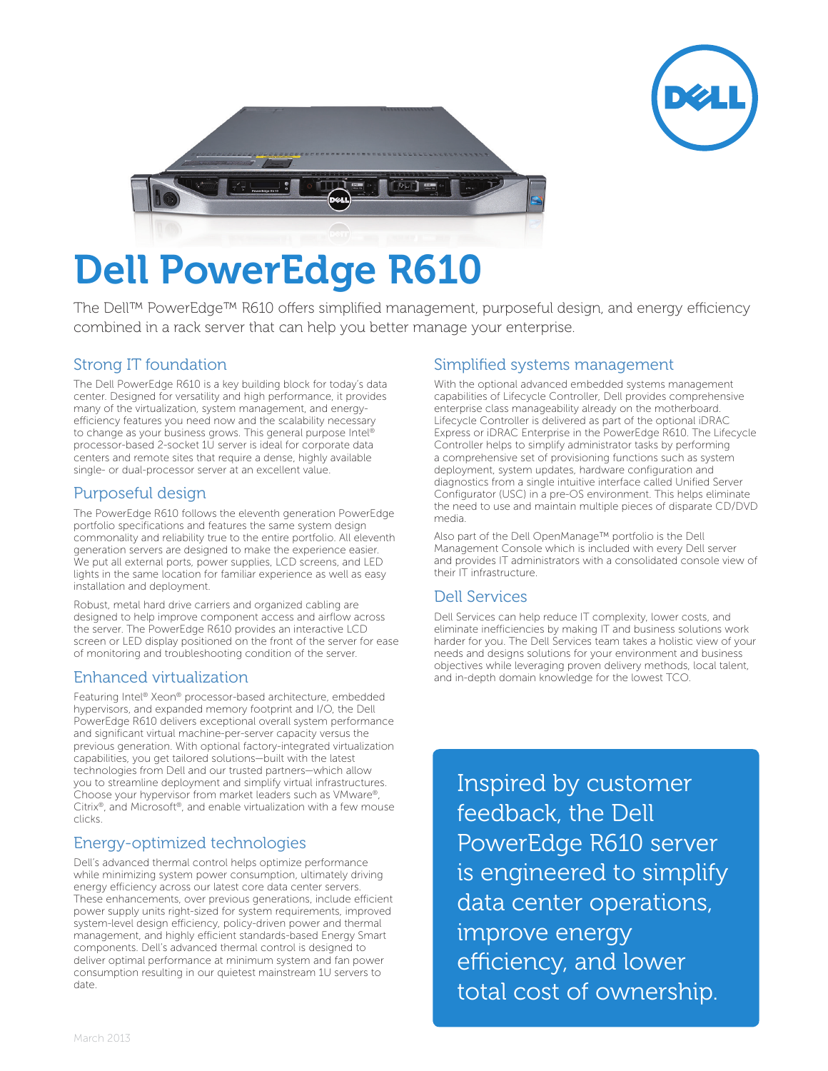# Dell PowerEdge R610

The Dell™ PowerEdge™ R610 offers simplified management, purposeful design, and energy efficiency combined in a rack server that can help you better manage your enterprise.

## Strong IT foundation

The Dell PowerEdge R610 is a key building block for today's data center. Designed for versatility and high performance, it provides many of the virtualization, system management, and energy-efficiency features you need now and the scalability necessary to change as your business grows. This general purpose Intel® processor-based 2-socket 1U server is ideal for corporate data centers and remote sites that require a dense, highly available single- or dual-processor server at an excellent value.

## Purposeful design

The PowerEdge R610 follows the eleventh generation PowerEdge portfolio specifications and features the same system design commonality and reliability true to the entire portfolio. All eleventh generation servers are designed to make the experience easier. We put all external ports, power supplies, LCD screens, and LED lights in the same location for familiar experience as well as easy installation and deployment.

Robust, metal hard drive carriers and organized cabling are designed to help improve component access and airflow across the server. The PowerEdge R610 provides an interactive LCD screen or LED display positioned on the front of the server for ease of monitoring and troubleshooting condition of the server.

## Enhanced virtualization

Featuring Intel® Xeon® processor-based architecture, embedded hypervisors, and expanded memory footprint and I/O, the Dell PowerEdge R610 delivers exceptional overall system performance and significant virtual machine-per-server capacity versus the previous generation. With optional factory-integrated virtualization capabilities, you get tailored solutions—built with the latest technologies from Dell and our trusted partners—which allow you to streamline deployment and simplify virtual infrastructures. Choose your hypervisor from market leaders such as VMware®, Citrix®, and Microsoft®, and enable virtualization with a few mouse clicks.

## Energy-optimized technologies

Dell's advanced thermal control helps optimize performance while minimizing system power consumption, ultimately driving energy efficiency across our latest core data center servers. These enhancements, over previous generations, include efficient power supply units right-sized for system requirements, improved system-level design efficiency, policy-driven power and thermal management, and highly efficient standards-based Energy Smart components. Dell's advanced thermal control is designed to deliver optimal performance at minimum system and fan power consumption resulting in our quietest mainstream 1U servers to date.

## Simplified systems management

With the optional advanced embedded systems management capabilities of Lifecycle Controller, Dell provides comprehensive enterprise class manageability already on the motherboard. Lifecycle Controller is delivered as part of the optional iDRAC Express or iDRAC Enterprise in the PowerEdge R610. The Lifecycle Controller helps to simplify administrator tasks by performing a comprehensive set of provisioning functions such as system deployment, system updates, hardware configuration and diagnostics from a single intuitive interface called Unified Server Configurator (USC) in a pre-OS environment. This helps eliminate the need to use and maintain multiple pieces of disparate CD/DVD media.

Also part of the Dell OpenManage™ portfolio is the Dell Management Console which is included with every Dell server and provides IT administrators with a consolidated console view of their IT infrastructure.

## Dell Services

Dell Services can help reduce IT complexity, lower costs, and eliminate inefficiencies by making IT and business solutions work harder for you. The Dell Services team takes a holistic view of your needs and designs solutions for your environment and business objectives while leveraging proven delivery methods, local talent, and in-depth domain knowledge for the lowest TCO.

Inspired by customer feedback, the Dell PowerEdge R610 server is engineered to simplify data center operations, improve energy efficiency, and lower total cost of ownership.

March 2013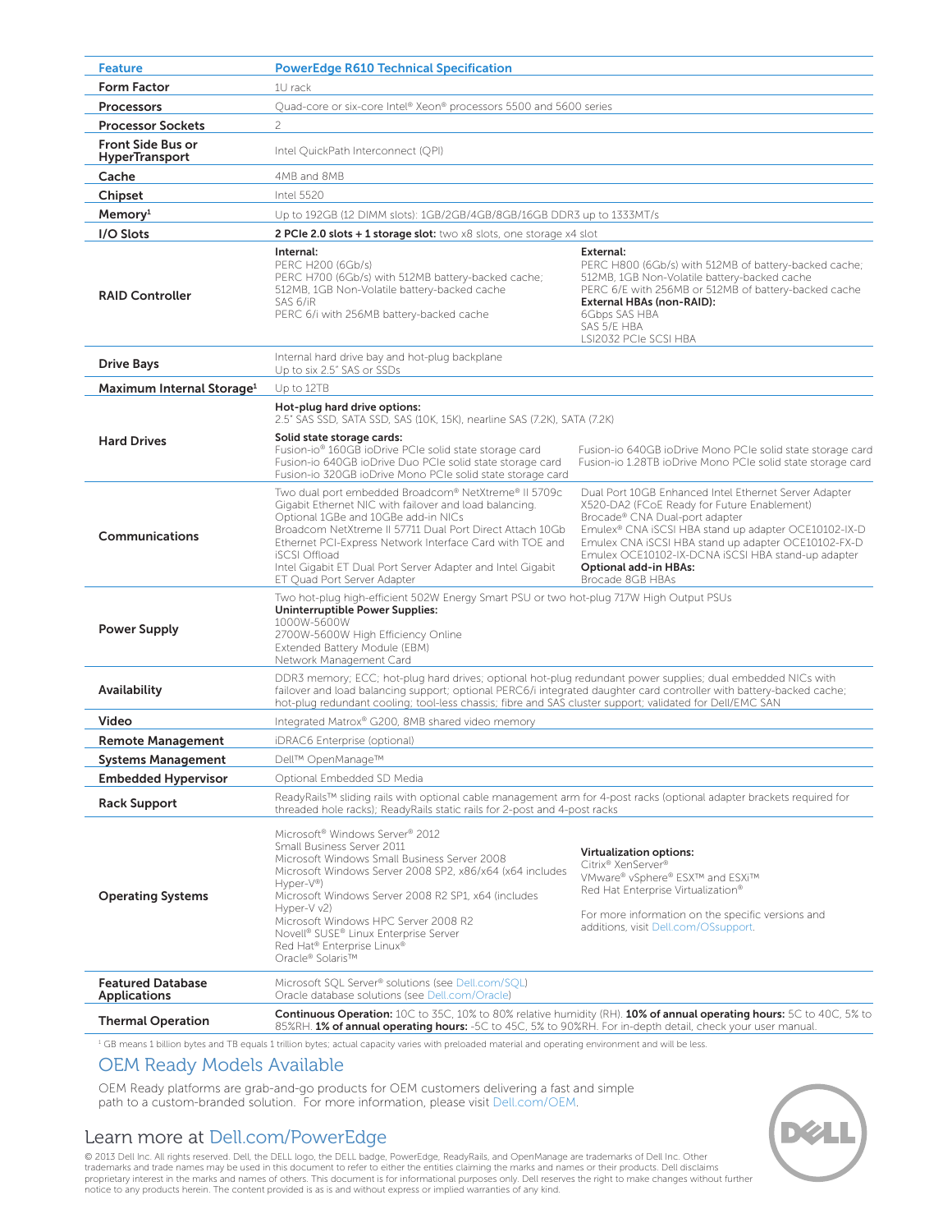| Feature | PowerEdge R610 Technical Specification |
|---|---|
| **Form Factor** | 1U rack |
| **Processors** | Quad-core or six-core Intel® Xeon® processors 5500 and 5600 series |
| **Processor Sockets** | 2 |
| **Front Side Bus or HyperTransport** | Intel QuickPath Interconnect (QPI) |
| **Cache** | 4MB and 8MB |
| **Chipset** | Intel 5520 |
| **Memory[1]** | Up to 192GB (12 DIMM slots): 1GB/2GB/4GB/8GB/16GB DDR3 up to 1333MT/s |
| **I/O Slots** | **2 PCIe 2.0 slots + 1 storage slot:** two x8 slots, one storage x4 slot |
| **RAID Controller** | **Internal:** PERC H200 (6Gb/s); PERC H700 (6Gb/s) with 512MB battery-backed cache; 512MB, 1GB Non-Volatile battery-backed cache; SAS 6/iR; PERC 6/i with 256MB battery-backed cache<br>**External:** PERC H800 (6Gb/s) with 512MB of battery-backed cache; 512MB, 1GB Non-Volatile battery-backed cache; PERC 6/E with 256MB or 512MB of battery-backed cache<br>**External HBAs (non-RAID):** 6Gbps SAS HBA; SAS 5/E HBA; LSI2032 PCIe SCSI HBA |
| **Drive Bays** | Internal hard drive bay and hot-plug backplane<br>Up to six 2.5" SAS or SSDs |
| **Maximum Internal Storage[1]** | Up to 12TB |
| **Hard Drives** | **Hot-plug hard drive options:**<br>2.5" SAS SSD, SATA SSD, SAS (10K, 15K), nearline SAS (7.2K), SATA (7.2K)<br>**Solid state storage cards:**<br>Fusion-io® 160GB ioDrive PCIe solid state storage card<br>Fusion-io 640GB ioDrive Duo PCIe solid state storage card<br>Fusion-io 320GB ioDrive Mono PCIe solid state storage card<br>Fusion-io 640GB ioDrive Mono PCIe solid state storage card<br>Fusion-io 1.28TB ioDrive PCIe solid state storage card |
| **Communications** | Two dual port embedded Broadcom® NetXtreme® II 5709c Gigabit Ethernet NIC with failover and load balancing.<br>Optional 1GBe and 10GBe add-in NICs<br>Broadcom NetXtreme II 57711 Dual Port Direct Attach 10Gb Ethernet PCI-Express Network Interface Card with TOE and iSCSI Offload<br>Intel Gigabit ET Dual Port Server Adapter and Intel Gigabit ET Quad Port Server Adapter<br>Dual Port 10GB Enhanced Intel Ethernet Server Adapter X520-DA2 (FCoE Ready for Future Enablement)<br>Brocade® CNA Dual-port adapter<br>Emulex® CNA iSCSI HBA stand up adapter OCE10102-IX-D<br>Emulex CNA iSCSI HBA stand up adapter OCE10102-FX-D<br>Emulex OCE10102-IX-DCNA iSCSI HBA stand-up adapter<br>**Optional add-in HBAs:**<br>Brocade 8GB HBAs |
| **Power Supply** | Two hot-plug high-efficient 502W Energy Smart PSU or two hot-plug 717W High Output PSUs<br>**Uninterruptible Power Supplies:**<br>1000W-5600W<br>2700W-5600W High Efficiency Online<br>Extended Battery Module (EBM)<br>Network Management Card |
| **Availability** | DDR3 memory; ECC; hot-plug hard drives; optional hot-plug redundant power supplies; dual embedded NICs with failover and load balancing support; optional PERC6/i integrated daughter card controller with battery-backed cache; hot-plug redundant cooling; tool-less chassis; fibre and SAS cluster support; validated for Dell/EMC SAN |
| **Video** | Integrated Matrox® G200, 8MB shared video memory |
| **Remote Management** | iDRAC6 Enterprise (optional) |
| **Systems Management** | Dell™ OpenManage™ |
| **Embedded Hypervisor** | Optional Embedded SD Media |
| **Rack Support** | ReadyRails™ sliding rails with optional cable management arm for 4-post racks (optional adapter brackets required for threaded hole racks); ReadyRails static rails for 2-post and 4-post racks |
| **Operating Systems** | Microsoft® Windows Server® 2012<br>Small Business Server 2011<br>Microsoft Windows Small Business Server 2008<br>Microsoft Windows Server 2008 SP2, x86/x64 (x64 includes Hyper-V®)<br>Microsoft Windows Server 2008 R2 SP1, x64 (includes Hyper-V v2)<br>Microsoft Windows HPC Server 2008 R2<br>Novell® SUSE® Linux Enterprise Server<br>Red Hat® Enterprise Linux®<br>Oracle® Solaris™<br>**Virtualization options:**<br>Citrix® XenServer®<br>VMware® vSphere® ESX™ and ESXi™<br>Red Hat Enterprise Virtualization®<br>For more information on the specific versions and additions, visit Dell.com/OSsupport. |
| **Featured Database Applications** | Microsoft SQL Server® solutions (see Dell.com/SQL)<br>Oracle database solutions (see Dell.com/Oracle) |
| **Thermal Operation** | **Continuous Operation:** 10C to 35C, 10% to 80% relative humidity (RH). **10% of annual operating hours:** 5C to 40C, 5% to 85%RH. **1% of annual operating hours:** -5C to 45C, 5% to 90%RH. For in-depth detail, check your user manual. |

[1] GB means 1 billion bytes and TB equals 1 trillion bytes; actual capacity varies with preloaded material and operating environment and will be less.

## OEM Ready Models Available

OEM Ready platforms are grab-and-go products for OEM customers delivering a fast and simple path to a custom-branded solution. For more information, please visit Dell.com/OEM.

## Learn more at Dell.com/PowerEdge

© 2013 Dell Inc. All rights reserved. Dell, the DELL logo, the DELL badge, PowerEdge, ReadyRails, and OpenManage are trademarks of Dell Inc. Other trademarks and trade names may be used in this document to refer to either the entities claiming the marks and names or their products. Dell disclaims proprietary interest in the marks and names of others. This document is for informational purposes only. Dell reserves the right to make changes without further notice to any products herein. The content provided is as is and without express or implied warranties of any kind.